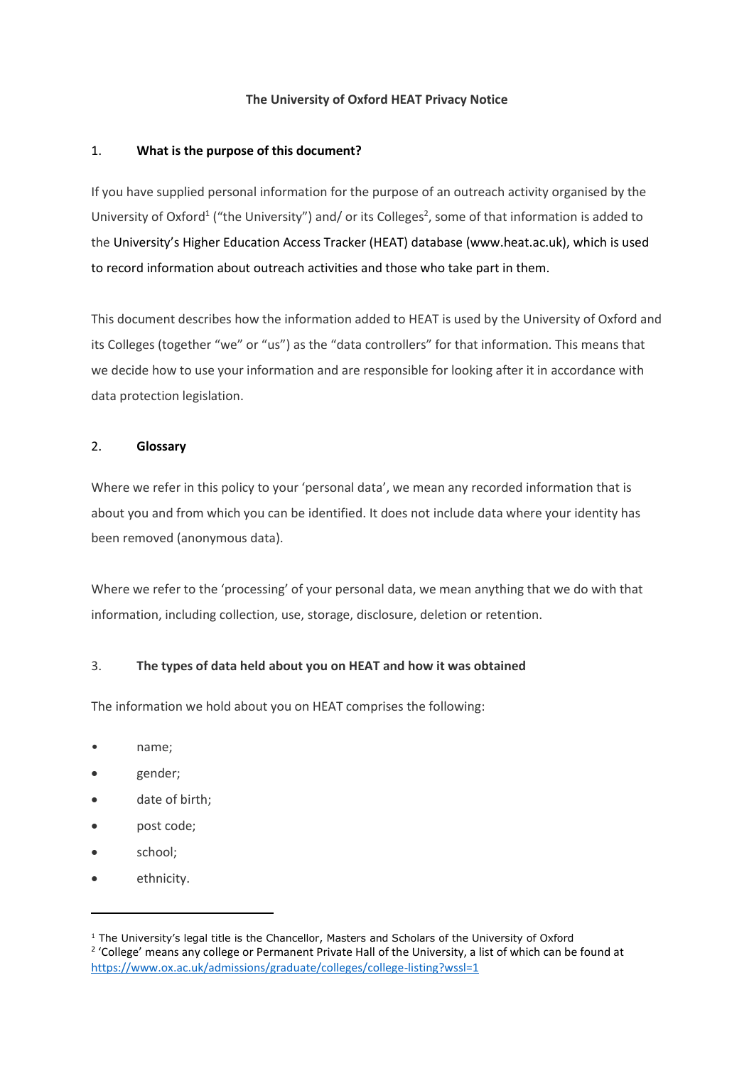# The University of Oxford HEAT Privacy Notice

## 1. What is the purpose of this document?

If you have supplied personal information for the purpose of an outreach activity organised by the University of Oxford[1] ("the University") and/ or its Colleges[2], some of that information is added to the University's Higher Education Access Tracker (HEAT) database (www.heat.ac.uk), which is used to record information about outreach activities and those who take part in them.

This document describes how the information added to HEAT is used by the University of Oxford and its Colleges (together "we" or "us") as the "data controllers" for that information. This means that we decide how to use your information and are responsible for looking after it in accordance with data protection legislation.

## 2. Glossary

Where we refer in this policy to your 'personal data', we mean any recorded information that is about you and from which you can be identified. It does not include data where your identity has been removed (anonymous data).

Where we refer to the 'processing' of your personal data, we mean anything that we do with that information, including collection, use, storage, disclosure, deletion or retention.

## 3. The types of data held about you on HEAT and how it was obtained

The information we hold about you on HEAT comprises the following:

- name;
- gender;
- date of birth;
- post code;
- school;
- ethnicity.

---

[1] The University's legal title is the Chancellor, Masters and Scholars of the University of Oxford

[2] 'College' means any college or Permanent Private Hall of the University, a list of which can be found at https://www.ox.ac.uk/admissions/graduate/colleges/college-listing?wssl=1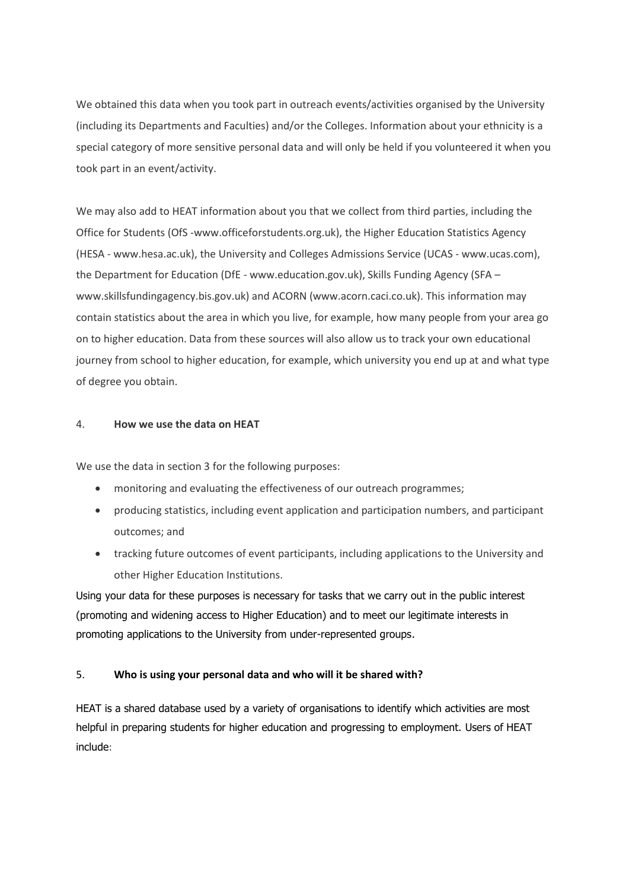We obtained this data when you took part in outreach events/activities organised by the University (including its Departments and Faculties) and/or the Colleges. Information about your ethnicity is a special category of more sensitive personal data and will only be held if you volunteered it when you took part in an event/activity.

We may also add to HEAT information about you that we collect from third parties, including the Office for Students (OfS -www.officeforstudents.org.uk), the Higher Education Statistics Agency (HESA - www.hesa.ac.uk), the University and Colleges Admissions Service (UCAS - www.ucas.com), the Department for Education (DfE - www.education.gov.uk), Skills Funding Agency (SFA – www.skillsfundingagency.bis.gov.uk) and ACORN (www.acorn.caci.co.uk). This information may contain statistics about the area in which you live, for example, how many people from your area go on to higher education. Data from these sources will also allow us to track your own educational journey from school to higher education, for example, which university you end up at and what type of degree you obtain.

## 4. How we use the data on HEAT

We use the data in section 3 for the following purposes:

- monitoring and evaluating the effectiveness of our outreach programmes;
- producing statistics, including event application and participation numbers, and participant outcomes; and
- tracking future outcomes of event participants, including applications to the University and other Higher Education Institutions.

Using your data for these purposes is necessary for tasks that we carry out in the public interest (promoting and widening access to Higher Education) and to meet our legitimate interests in promoting applications to the University from under-represented groups.

## 5. Who is using your personal data and who will it be shared with?

HEAT is a shared database used by a variety of organisations to identify which activities are most helpful in preparing students for higher education and progressing to employment. Users of HEAT include: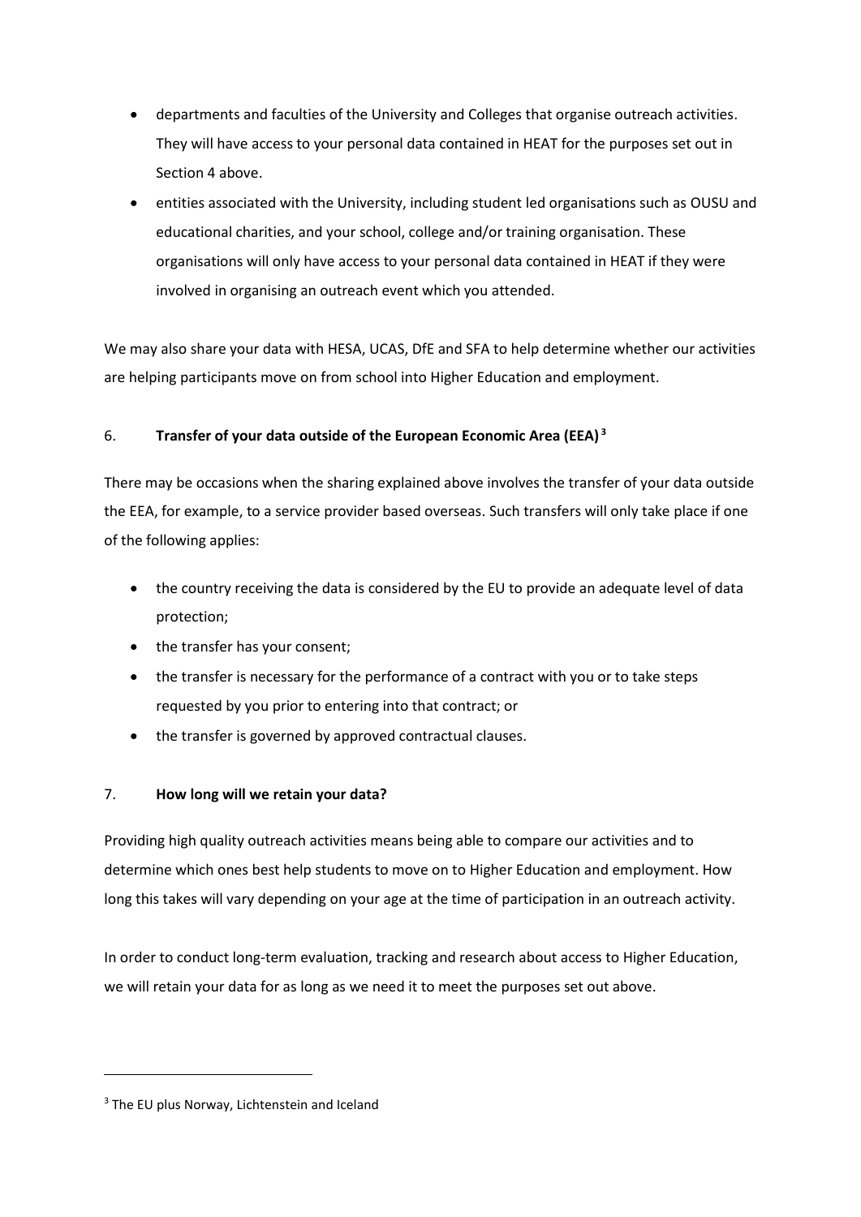- departments and faculties of the University and Colleges that organise outreach activities. They will have access to your personal data contained in HEAT for the purposes set out in Section 4 above.
- entities associated with the University, including student led organisations such as OUSU and educational charities, and your school, college and/or training organisation. These organisations will only have access to your personal data contained in HEAT if they were involved in organising an outreach event which you attended.

We may also share your data with HESA, UCAS, DfE and SFA to help determine whether our activities are helping participants move on from school into Higher Education and employment.

## 6. **Transfer of your data outside of the European Economic Area (EEA)**[3]

There may be occasions when the sharing explained above involves the transfer of your data outside the EEA, for example, to a service provider based overseas. Such transfers will only take place if one of the following applies:

- the country receiving the data is considered by the EU to provide an adequate level of data protection;
- the transfer has your consent;
- the transfer is necessary for the performance of a contract with you or to take steps requested by you prior to entering into that contract; or
- the transfer is governed by approved contractual clauses.

## 7. **How long will we retain your data?**

Providing high quality outreach activities means being able to compare our activities and to determine which ones best help students to move on to Higher Education and employment. How long this takes will vary depending on your age at the time of participation in an outreach activity.

In order to conduct long-term evaluation, tracking and research about access to Higher Education, we will retain your data for as long as we need it to meet the purposes set out above.

---

[3] The EU plus Norway, Lichtenstein and Iceland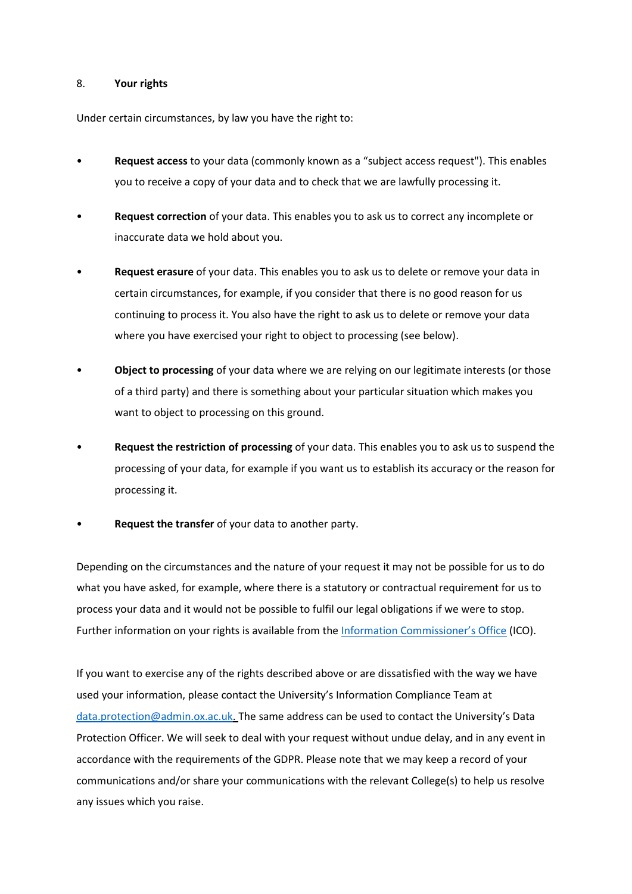## 8. Your rights

Under certain circumstances, by law you have the right to:

- **Request access** to your data (commonly known as a "subject access request"). This enables you to receive a copy of your data and to check that we are lawfully processing it.
- **Request correction** of your data. This enables you to ask us to correct any incomplete or inaccurate data we hold about you.
- **Request erasure** of your data. This enables you to ask us to delete or remove your data in certain circumstances, for example, if you consider that there is no good reason for us continuing to process it. You also have the right to ask us to delete or remove your data where you have exercised your right to object to processing (see below).
- **Object to processing** of your data where we are relying on our legitimate interests (or those of a third party) and there is something about your particular situation which makes you want to object to processing on this ground.
- **Request the restriction of processing** of your data. This enables you to ask us to suspend the processing of your data, for example if you want us to establish its accuracy or the reason for processing it.
- **Request the transfer** of your data to another party.

Depending on the circumstances and the nature of your request it may not be possible for us to do what you have asked, for example, where there is a statutory or contractual requirement for us to process your data and it would not be possible to fulfil our legal obligations if we were to stop. Further information on your rights is available from the Information Commissioner's Office (ICO).

If you want to exercise any of the rights described above or are dissatisfied with the way we have used your information, please contact the University's Information Compliance Team at data.protection@admin.ox.ac.uk. The same address can be used to contact the University's Data Protection Officer. We will seek to deal with your request without undue delay, and in any event in accordance with the requirements of the GDPR. Please note that we may keep a record of your communications and/or share your communications with the relevant College(s) to help us resolve any issues which you raise.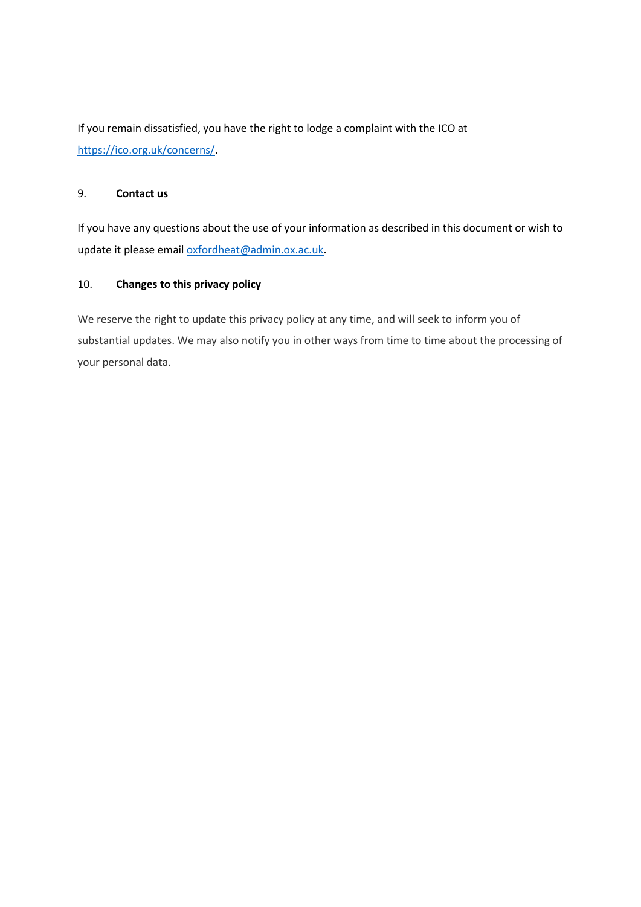If you remain dissatisfied, you have the right to lodge a complaint with the ICO at https://ico.org.uk/concerns/.

## 9. Contact us

If you have any questions about the use of your information as described in this document or wish to update it please email oxfordheat@admin.ox.ac.uk.

## 10. Changes to this privacy policy

We reserve the right to update this privacy policy at any time, and will seek to inform you of substantial updates. We may also notify you in other ways from time to time about the processing of your personal data.